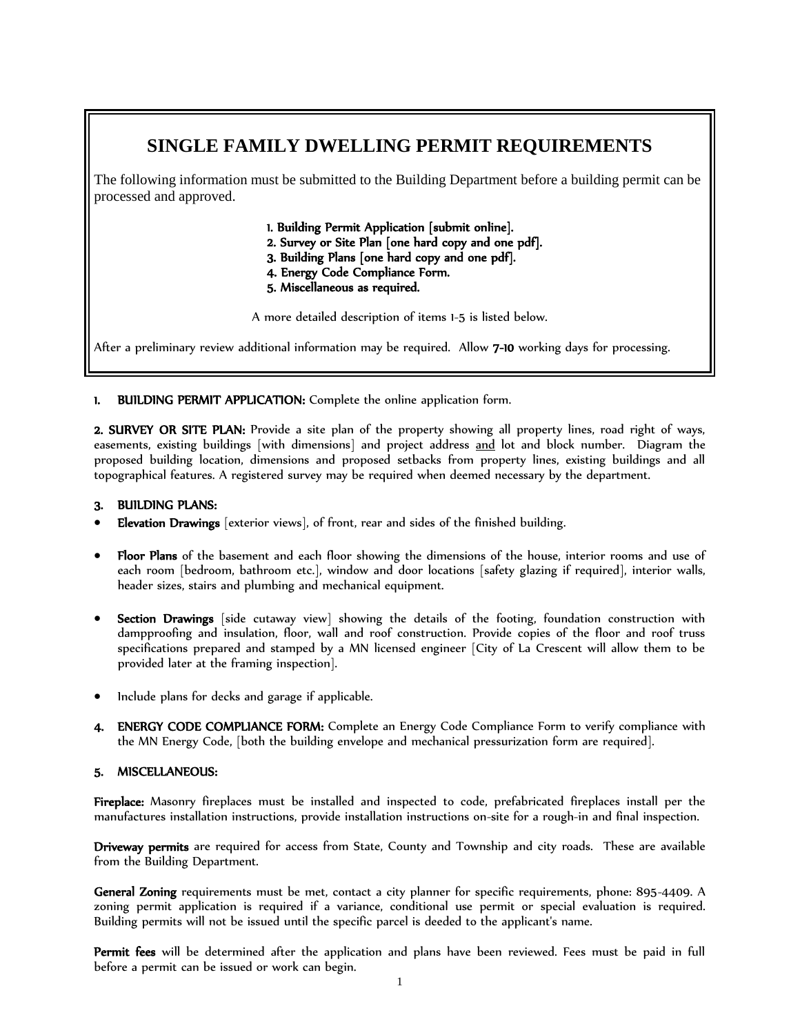# SINGLE FAMILY DWELLING PERMIT REQUIREMENTS

The following information must be submitted to the Building Department before a building permit can be processed and approved.

**1. Building Permit Application [submit online].**
**2. Survey or Site Plan [one hard copy and one pdf].**
**3. Building Plans [one hard copy and one pdf].**
**4. Energy Code Compliance Form.**
**5. Miscellaneous as required.**

A more detailed description of items 1-5 is listed below.

After a preliminary review additional information may be required. Allow **7-10** working days for processing.

**1. BUILDING PERMIT APPLICATION:** Complete the online application form.

**2. SURVEY OR SITE PLAN:** Provide a site plan of the property showing all property lines, road right of ways, easements, existing buildings [with dimensions] and project address <u>and</u> lot and block number. Diagram the proposed building location, dimensions and proposed setbacks from property lines, existing buildings and all topographical features. A registered survey may be required when deemed necessary by the department.

**3. BUILDING PLANS:**

- **Elevation Drawings** [exterior views], of front, rear and sides of the finished building.
- **Floor Plans** of the basement and each floor showing the dimensions of the house, interior rooms and use of each room [bedroom, bathroom etc.], window and door locations [safety glazing if required], interior walls, header sizes, stairs and plumbing and mechanical equipment.
- **Section Drawings** [side cutaway view] showing the details of the footing, foundation construction with dampproofing and insulation, floor, wall and roof construction. Provide copies of the floor and roof truss specifications prepared and stamped by a MN licensed engineer [City of La Crescent will allow them to be provided later at the framing inspection].
- Include plans for decks and garage if applicable.

**4. ENERGY CODE COMPLIANCE FORM:** Complete an Energy Code Compliance Form to verify compliance with the MN Energy Code, [both the building envelope and mechanical pressurization form are required].

**5. MISCELLANEOUS:**

**Fireplace:** Masonry fireplaces must be installed and inspected to code, prefabricated fireplaces install per the manufactures installation instructions, provide installation instructions on-site for a rough-in and final inspection.

**Driveway permits** are required for access from State, County and Township and city roads. These are available from the Building Department.

**General Zoning** requirements must be met, contact a city planner for specific requirements, phone: 895-4409. A zoning permit application is required if a variance, conditional use permit or special evaluation is required. Building permits will not be issued until the specific parcel is deeded to the applicant's name.

**Permit fees** will be determined after the application and plans have been reviewed. Fees must be paid in full before a permit can be issued or work can begin.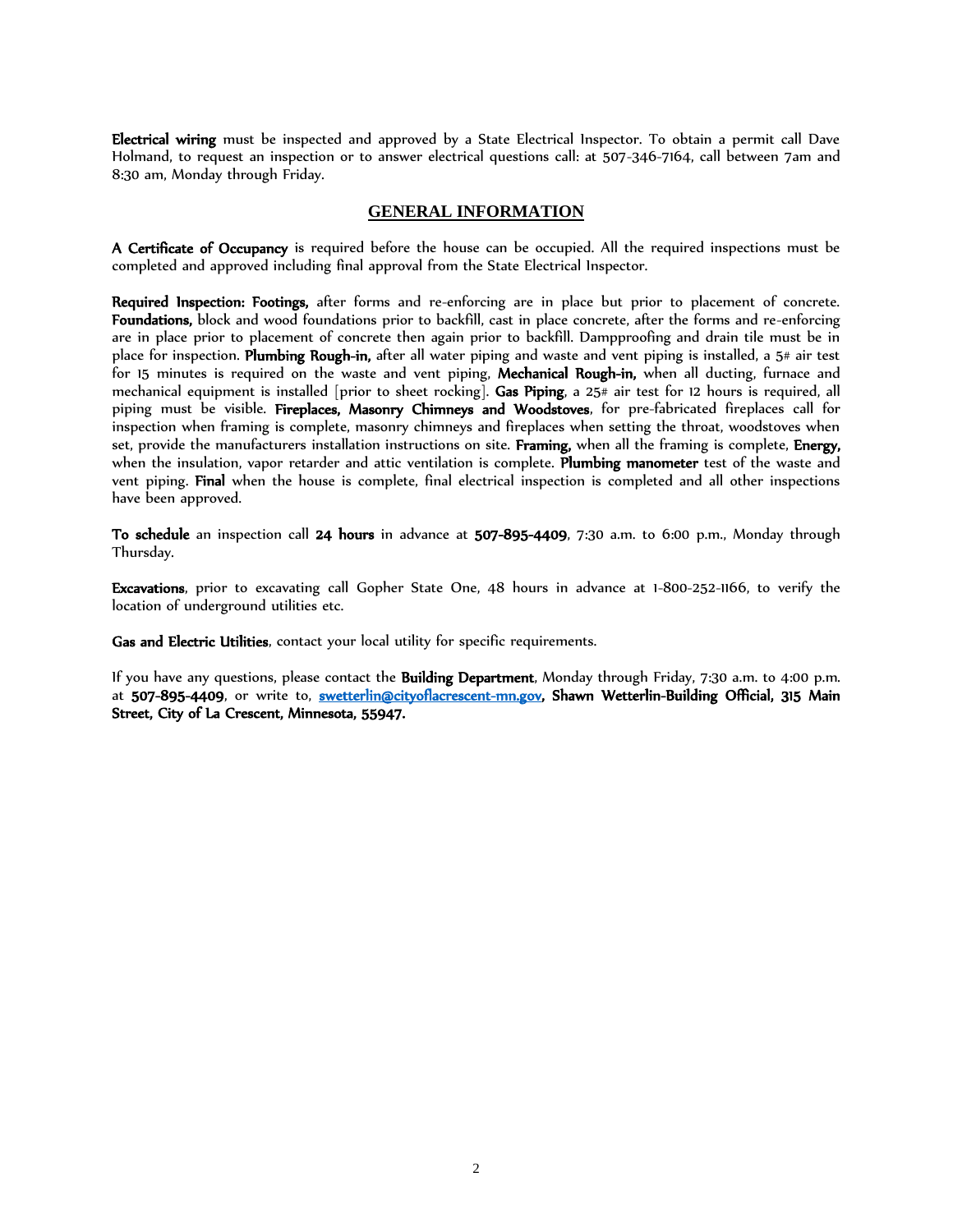**Electrical wiring** must be inspected and approved by a State Electrical Inspector. To obtain a permit call Dave Holmand, to request an inspection or to answer electrical questions call: at 507-346-7164, call between 7am and 8:30 am, Monday through Friday.

## GENERAL INFORMATION

**A Certificate of Occupancy** is required before the house can be occupied. All the required inspections must be completed and approved including final approval from the State Electrical Inspector.

**Required Inspection: Footings,** after forms and re-enforcing are in place but prior to placement of concrete. **Foundations,** block and wood foundations prior to backfill, cast in place concrete, after the forms and re-enforcing are in place prior to placement of concrete then again prior to backfill. Dampproofing and drain tile must be in place for inspection. **Plumbing Rough-in,** after all water piping and waste and vent piping is installed, a 5# air test for 15 minutes is required on the waste and vent piping, **Mechanical Rough-in,** when all ducting, furnace and mechanical equipment is installed [prior to sheet rocking]. **Gas Piping**, a 25# air test for 12 hours is required, all piping must be visible. **Fireplaces, Masonry Chimneys and Woodstoves**, for pre-fabricated fireplaces call for inspection when framing is complete, masonry chimneys and fireplaces when setting the throat, woodstoves when set, provide the manufacturers installation instructions on site. **Framing,** when all the framing is complete, **Energy,** when the insulation, vapor retarder and attic ventilation is complete. **Plumbing manometer** test of the waste and vent piping. **Final** when the house is complete, final electrical inspection is completed and all other inspections have been approved.

**To schedule** an inspection call **24 hours** in advance at **507-895-4409**, 7:30 a.m. to 6:00 p.m., Monday through Thursday.

**Excavations**, prior to excavating call Gopher State One, 48 hours in advance at 1-800-252-1166, to verify the location of underground utilities etc.

**Gas and Electric Utilities**, contact your local utility for specific requirements.

If you have any questions, please contact the **Building Department**, Monday through Friday, 7:30 a.m. to 4:00 p.m. at **507-895-4409**, or write to, **swetterlin@cityoflacrescent-mn.gov, Shawn Wetterlin-Building Official, 315 Main Street, City of La Crescent, Minnesota, 55947.**